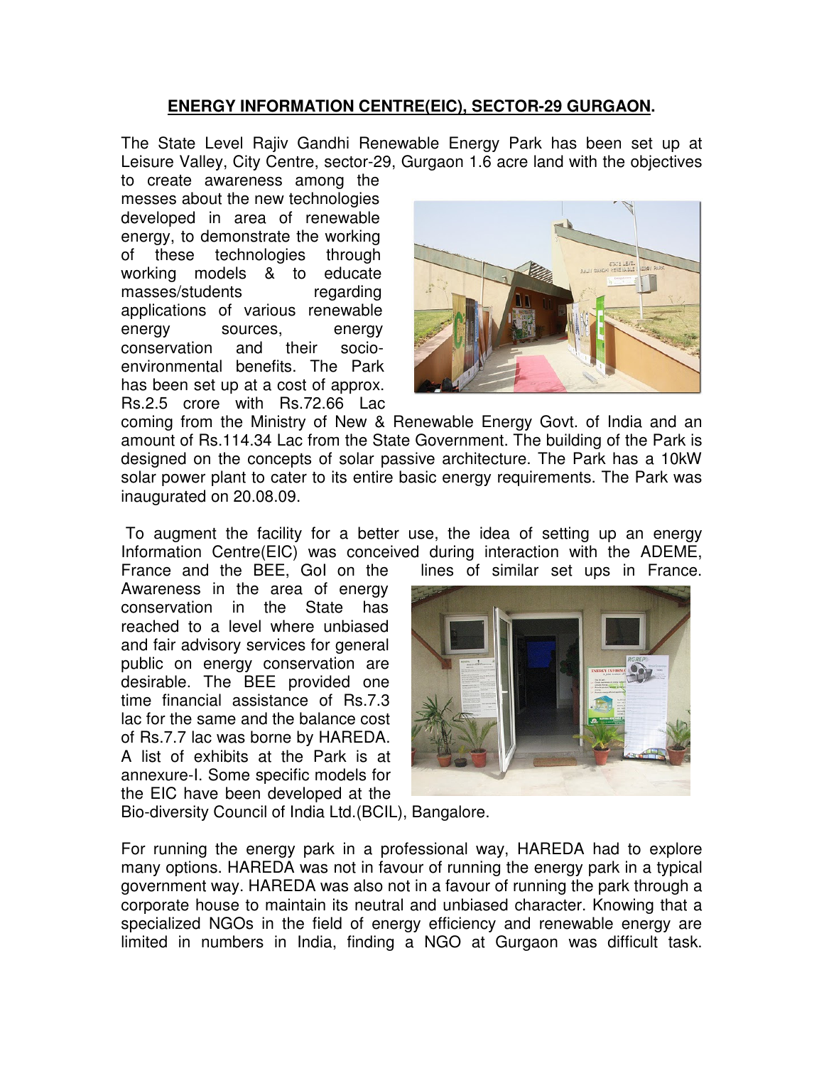## ENERGY INFORMATION CENTRE(EIC), SECTOR-29 GURGAON.

The State Level Rajiv Gandhi Renewable Energy Park has been set up at Leisure Valley, City Centre, sector-29, Gurgaon 1.6 acre land with the objectives to create awareness among the messes about the new technologies developed in area of renewable energy, to demonstrate the working of these technologies through working models & to educate masses/students regarding applications of various renewable energy sources, energy conservation and their socio-environmental benefits. The Park has been set up at a cost of approx. Rs.2.5 crore with Rs.72.66 Lac coming from the Ministry of New & Renewable Energy Govt. of India and an amount of Rs.114.34 Lac from the State Government. The building of the Park is designed on the concepts of solar passive architecture. The Park has a 10kW solar power plant to cater to its entire basic energy requirements. The Park was inaugurated on 20.08.09.

To augment the facility for a better use, the idea of setting up an energy Information Centre(EIC) was conceived during interaction with the ADEME, France and the BEE, GoI on the lines of similar set ups in France. Awareness in the area of energy conservation in the State has reached to a level where unbiased and fair advisory services for general public on energy conservation are desirable. The BEE provided one time financial assistance of Rs.7.3 lac for the same and the balance cost of Rs.7.7 lac was borne by HAREDA. A list of exhibits at the Park is at annexure-I. Some specific models for the EIC have been developed at the Bio-diversity Council of India Ltd.(BCIL), Bangalore.

For running the energy park in a professional way, HAREDA had to explore many options. HAREDA was not in favour of running the energy park in a typical government way. HAREDA was also not in a favour of running the park through a corporate house to maintain its neutral and unbiased character. Knowing that a specialized NGOs in the field of energy efficiency and renewable energy are limited in numbers in India, finding a NGO at Gurgaon was difficult task.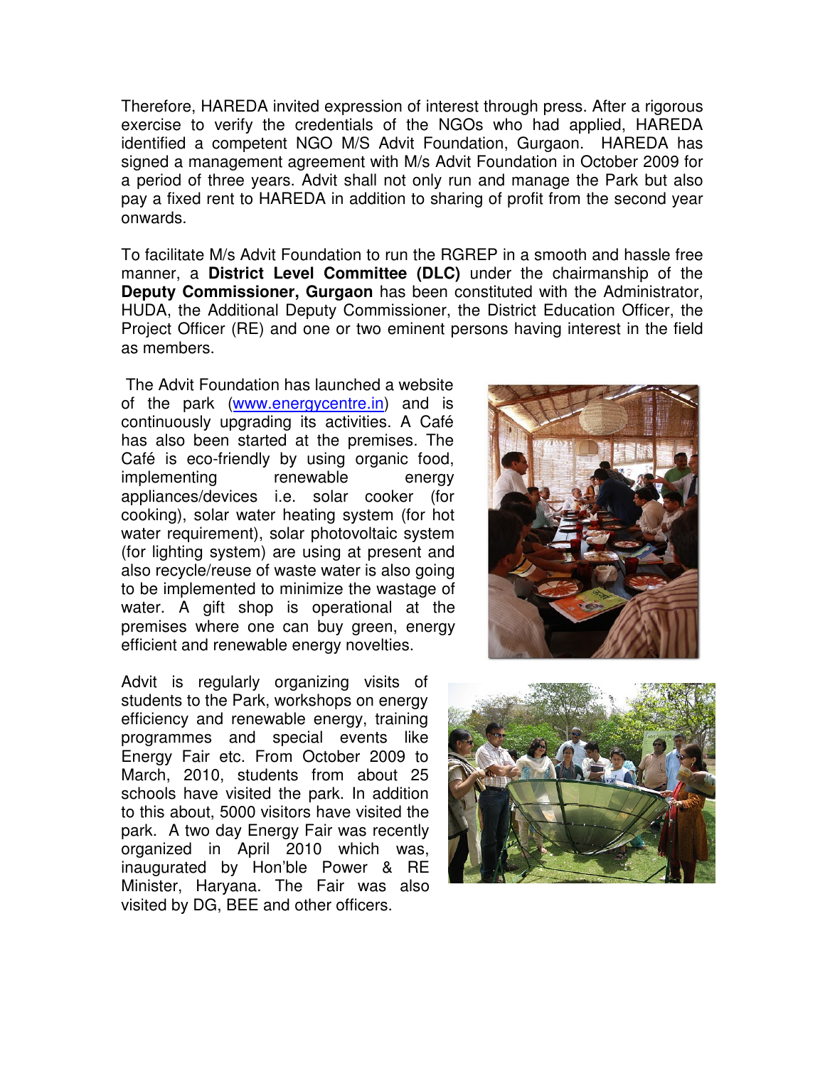Therefore, HAREDA invited expression of interest through press. After a rigorous exercise to verify the credentials of the NGOs who had applied, HAREDA identified a competent NGO M/S Advit Foundation, Gurgaon. HAREDA has signed a management agreement with M/s Advit Foundation in October 2009 for a period of three years. Advit shall not only run and manage the Park but also pay a fixed rent to HAREDA in addition to sharing of profit from the second year onwards.

To facilitate M/s Advit Foundation to run the RGREP in a smooth and hassle free manner, a **District Level Committee (DLC)** under the chairmanship of the **Deputy Commissioner, Gurgaon** has been constituted with the Administrator, HUDA, the Additional Deputy Commissioner, the District Education Officer, the Project Officer (RE) and one or two eminent persons having interest in the field as members.

The Advit Foundation has launched a website of the park (www.energycentre.in) and is continuously upgrading its activities. A Café has also been started at the premises. The Café is eco-friendly by using organic food, implementing renewable energy appliances/devices i.e. solar cooker (for cooking), solar water heating system (for hot water requirement), solar photovoltaic system (for lighting system) are using at present and also recycle/reuse of waste water is also going to be implemented to minimize the wastage of water. A gift shop is operational at the premises where one can buy green, energy efficient and renewable energy novelties.

Advit is regularly organizing visits of students to the Park, workshops on energy efficiency and renewable energy, training programmes and special events like Energy Fair etc. From October 2009 to March, 2010, students from about 25 schools have visited the park. In addition to this about, 5000 visitors have visited the park. A two day Energy Fair was recently organized in April 2010 which was, inaugurated by Hon'ble Power & RE Minister, Haryana. The Fair was also visited by DG, BEE and other officers.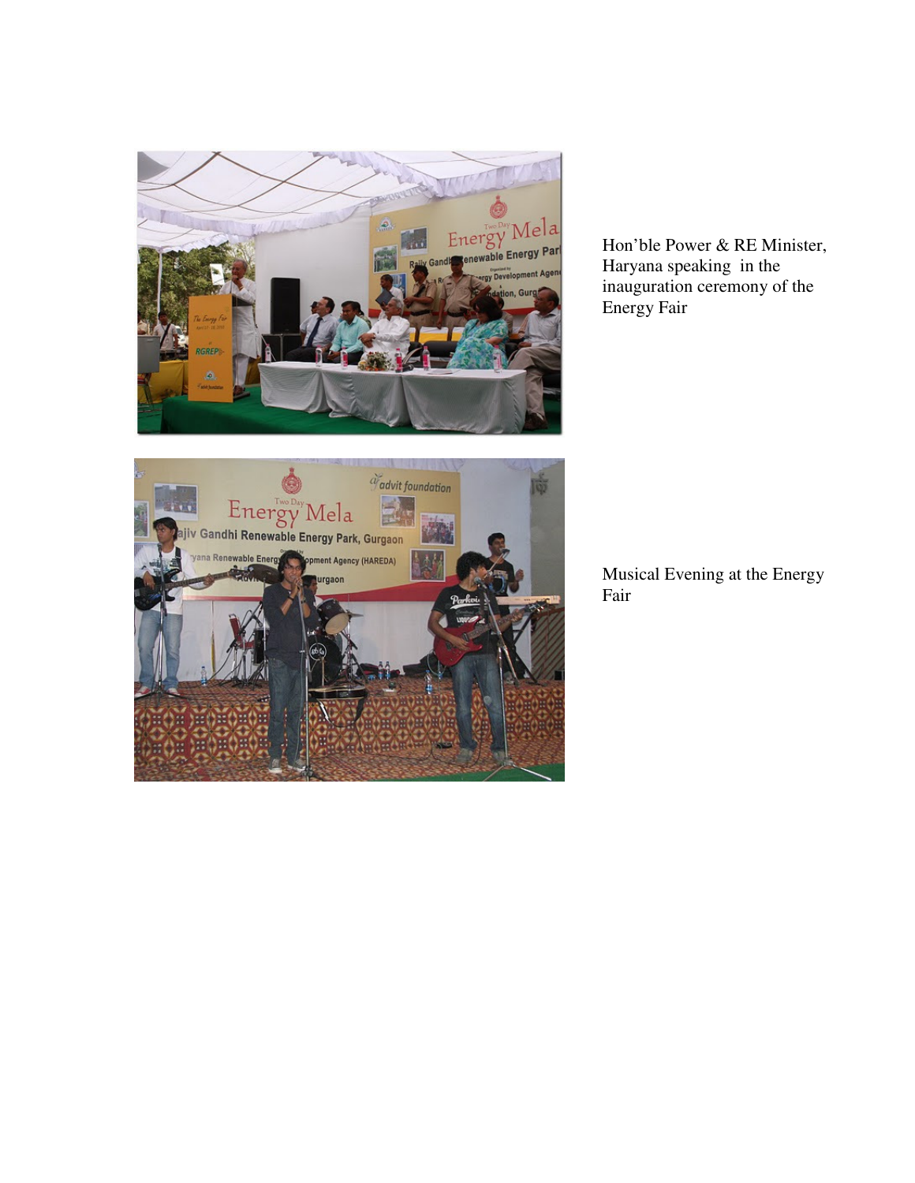Hon'ble Power & RE Minister, Haryana speaking in the inauguration ceremony of the Energy Fair

Musical Evening at the Energy Fair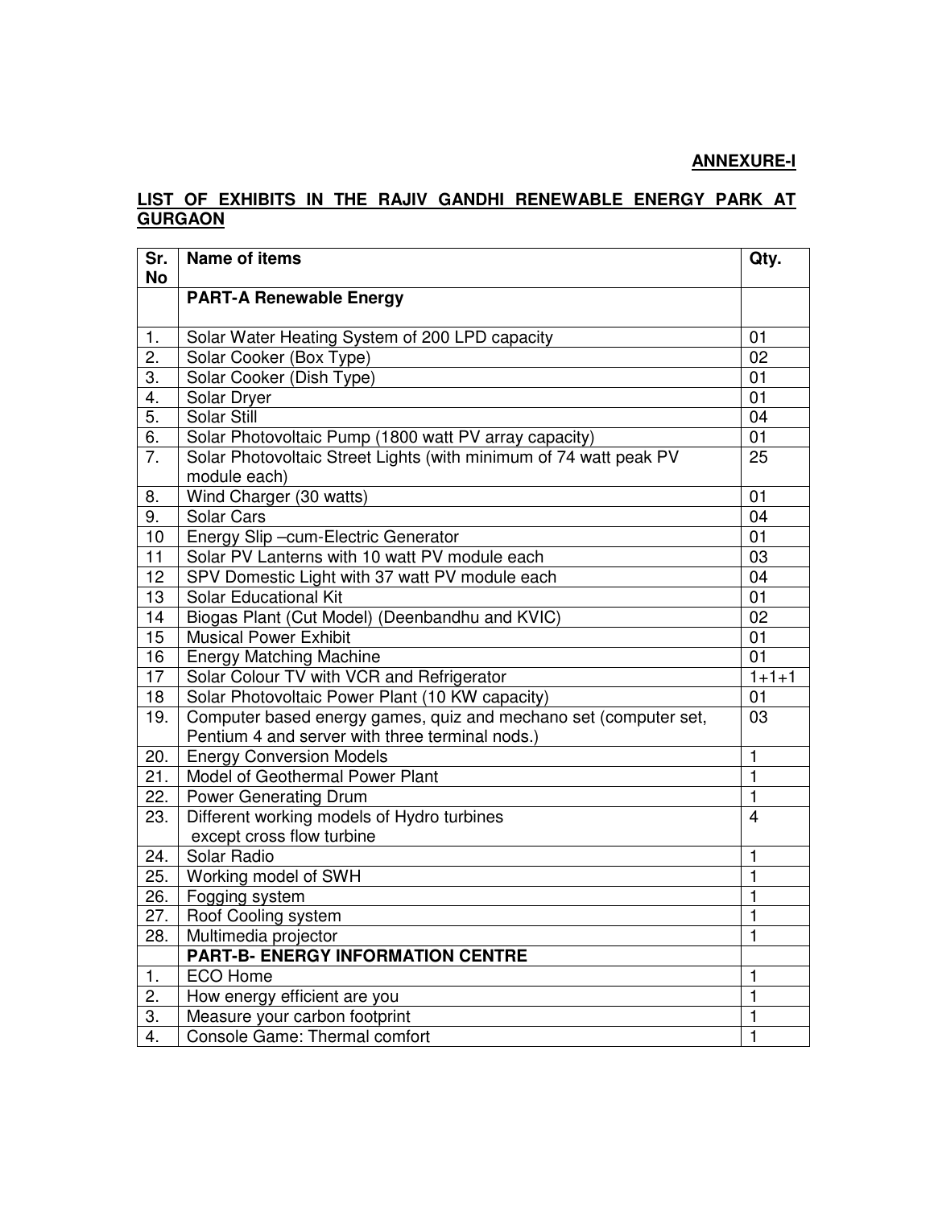**ANNEXURE-I**

**LIST OF EXHIBITS IN THE RAJIV GANDHI RENEWABLE ENERGY PARK AT GURGAON**

| Sr. No | Name of items | Qty. |
|---|---|---|
| | **PART-A Renewable Energy** | |
| 1. | Solar Water Heating System of 200 LPD capacity | 01 |
| 2. | Solar Cooker (Box Type) | 02 |
| 3. | Solar Cooker (Dish Type) | 01 |
| 4. | Solar Dryer | 01 |
| 5. | Solar Still | 04 |
| 6. | Solar Photovoltaic Pump (1800 watt PV array capacity) | 01 |
| 7. | Solar Photovoltaic Street Lights (with minimum of 74 watt peak PV module each) | 25 |
| 8. | Wind Charger (30 watts) | 01 |
| 9. | Solar Cars | 04 |
| 10 | Energy Slip –cum-Electric Generator | 01 |
| 11 | Solar PV Lanterns with 10 watt PV module each | 03 |
| 12 | SPV Domestic Light with 37 watt PV module each | 04 |
| 13 | Solar Educational Kit | 01 |
| 14 | Biogas Plant (Cut Model) (Deenbandhu and KVIC) | 02 |
| 15 | Musical Power Exhibit | 01 |
| 16 | Energy Matching Machine | 01 |
| 17 | Solar Colour TV with VCR and Refrigerator | 1+1+1 |
| 18 | Solar Photovoltaic Power Plant (10 KW capacity) | 01 |
| 19. | Computer based energy games, quiz and mechano set (computer set, Pentium 4 and server with three terminal nods.) | 03 |
| 20. | Energy Conversion Models | 1 |
| 21. | Model of Geothermal Power Plant | 1 |
| 22. | Power Generating Drum | 1 |
| 23. | Different working models of Hydro turbines except cross flow turbine | 4 |
| 24. | Solar Radio | 1 |
| 25. | Working model of SWH | 1 |
| 26. | Fogging system | 1 |
| 27. | Roof Cooling system | 1 |
| 28. | Multimedia projector | 1 |
| | **PART-B- ENERGY INFORMATION CENTRE** | |
| 1. | ECO Home | 1 |
| 2. | How energy efficient are you | 1 |
| 3. | Measure your carbon footprint | 1 |
| 4. | Console Game: Thermal comfort | 1 |